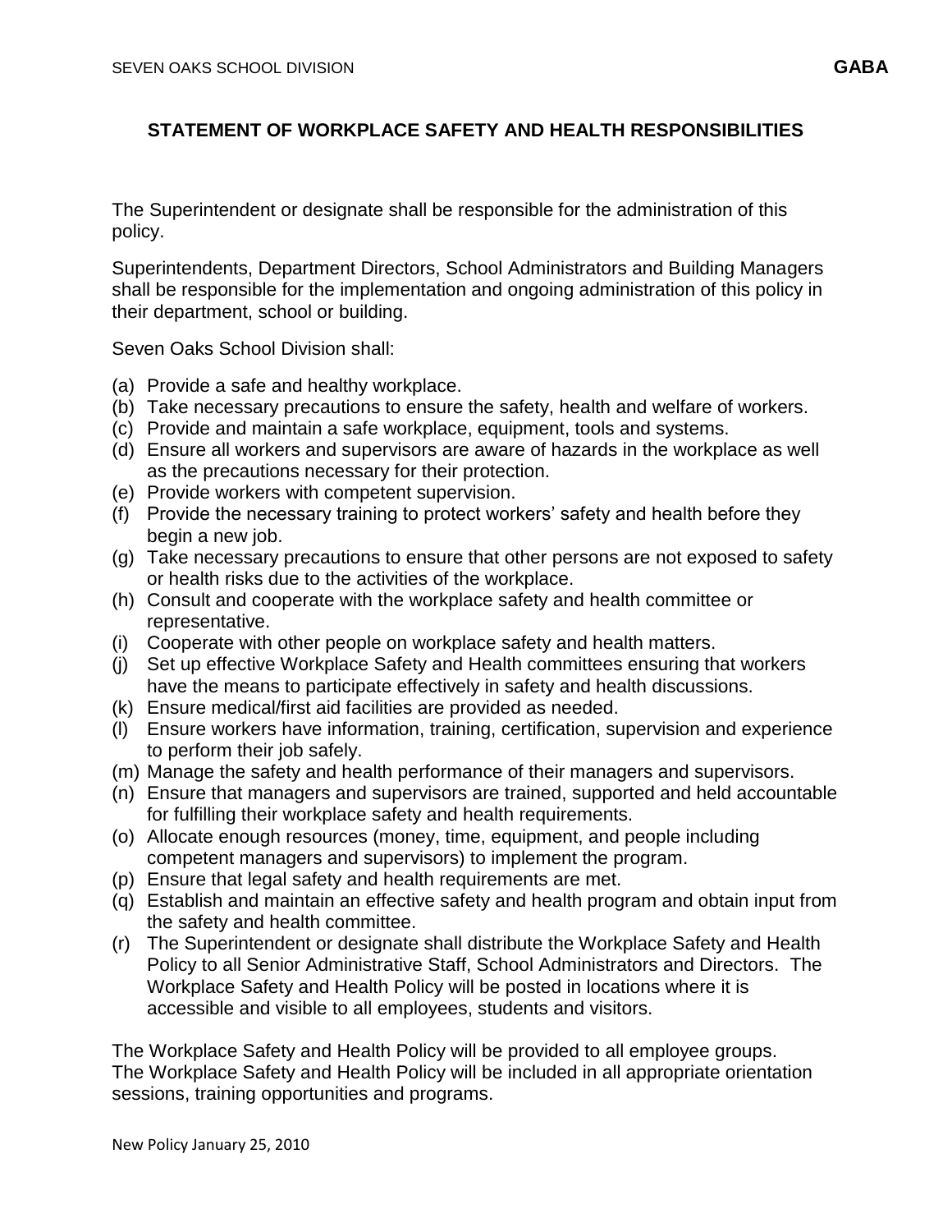# STATEMENT OF WORKPLACE SAFETY AND HEALTH RESPONSIBILITIES

The Superintendent or designate shall be responsible for the administration of this policy.

Superintendents, Department Directors, School Administrators and Building Managers shall be responsible for the implementation and ongoing administration of this policy in their department, school or building.

Seven Oaks School Division shall:

(a) Provide a safe and healthy workplace.
(b) Take necessary precautions to ensure the safety, health and welfare of workers.
(c) Provide and maintain a safe workplace, equipment, tools and systems.
(d) Ensure all workers and supervisors are aware of hazards in the workplace as well as the precautions necessary for their protection.
(e) Provide workers with competent supervision.
(f) Provide the necessary training to protect workers' safety and health before they begin a new job.
(g) Take necessary precautions to ensure that other persons are not exposed to safety or health risks due to the activities of the workplace.
(h) Consult and cooperate with the workplace safety and health committee or representative.
(i) Cooperate with other people on workplace safety and health matters.
(j) Set up effective Workplace Safety and Health committees ensuring that workers have the means to participate effectively in safety and health discussions.
(k) Ensure medical/first aid facilities are provided as needed.
(l) Ensure workers have information, training, certification, supervision and experience to perform their job safely.
(m) Manage the safety and health performance of their managers and supervisors.
(n) Ensure that managers and supervisors are trained, supported and held accountable for fulfilling their workplace safety and health requirements.
(o) Allocate enough resources (money, time, equipment, and people including competent managers and supervisors) to implement the program.
(p) Ensure that legal safety and health requirements are met.
(q) Establish and maintain an effective safety and health program and obtain input from the safety and health committee.
(r) The Superintendent or designate shall distribute the Workplace Safety and Health Policy to all Senior Administrative Staff, School Administrators and Directors. The Workplace Safety and Health Policy will be posted in locations where it is accessible and visible to all employees, students and visitors.

The Workplace Safety and Health Policy will be provided to all employee groups. The Workplace Safety and Health Policy will be included in all appropriate orientation sessions, training opportunities and programs.

New Policy January 25, 2010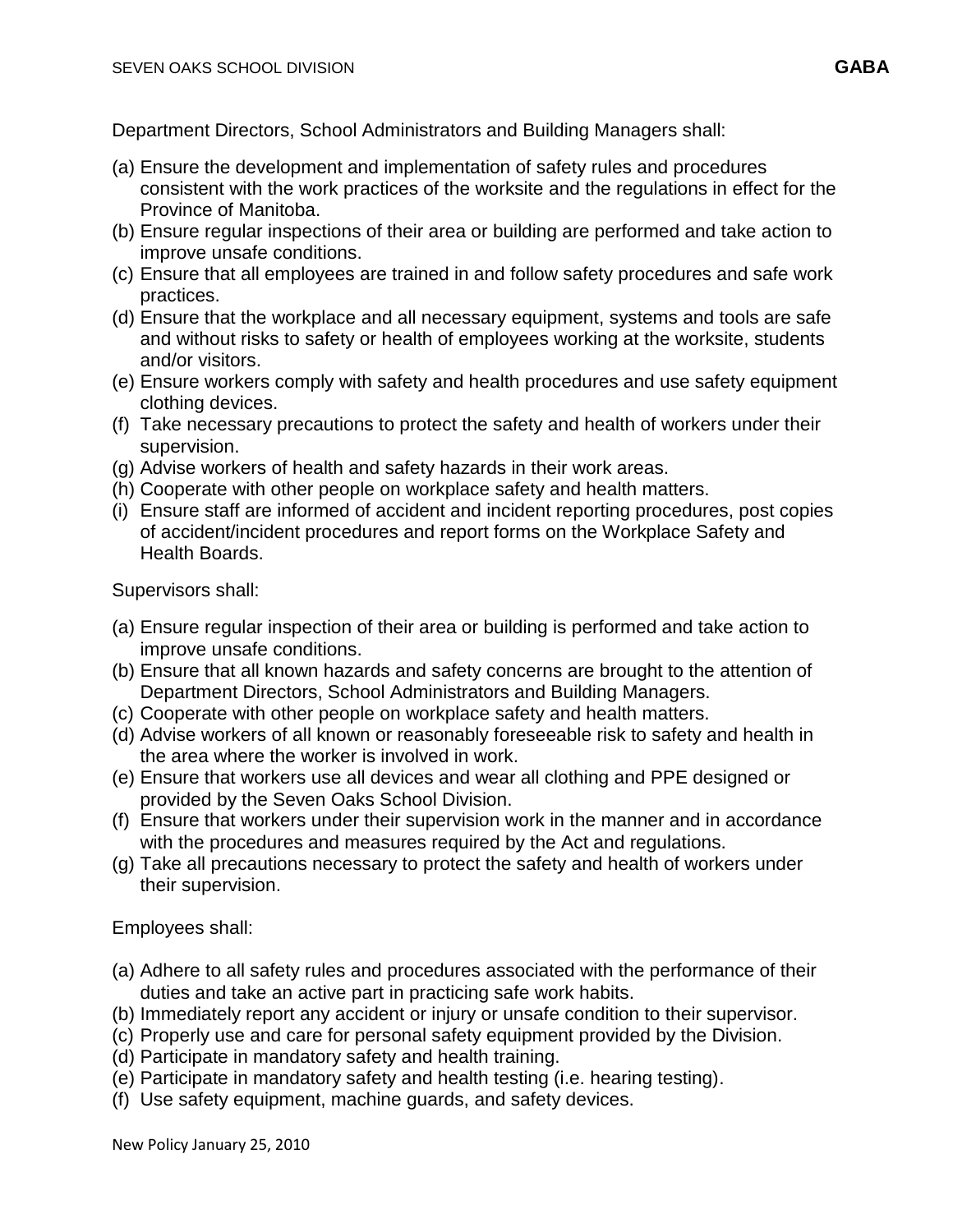Department Directors, School Administrators and Building Managers shall:

(a) Ensure the development and implementation of safety rules and procedures consistent with the work practices of the worksite and the regulations in effect for the Province of Manitoba.
(b) Ensure regular inspections of their area or building are performed and take action to improve unsafe conditions.
(c) Ensure that all employees are trained in and follow safety procedures and safe work practices.
(d) Ensure that the workplace and all necessary equipment, systems and tools are safe and without risks to safety or health of employees working at the worksite, students and/or visitors.
(e) Ensure workers comply with safety and health procedures and use safety equipment clothing devices.
(f) Take necessary precautions to protect the safety and health of workers under their supervision.
(g) Advise workers of health and safety hazards in their work areas.
(h) Cooperate with other people on workplace safety and health matters.
(i) Ensure staff are informed of accident and incident reporting procedures, post copies of accident/incident procedures and report forms on the Workplace Safety and Health Boards.

Supervisors shall:

(a) Ensure regular inspection of their area or building is performed and take action to improve unsafe conditions.
(b) Ensure that all known hazards and safety concerns are brought to the attention of Department Directors, School Administrators and Building Managers.
(c) Cooperate with other people on workplace safety and health matters.
(d) Advise workers of all known or reasonably foreseeable risk to safety and health in the area where the worker is involved in work.
(e) Ensure that workers use all devices and wear all clothing and PPE designed or provided by the Seven Oaks School Division.
(f) Ensure that workers under their supervision work in the manner and in accordance with the procedures and measures required by the Act and regulations.
(g) Take all precautions necessary to protect the safety and health of workers under their supervision.

Employees shall:

(a) Adhere to all safety rules and procedures associated with the performance of their duties and take an active part in practicing safe work habits.
(b) Immediately report any accident or injury or unsafe condition to their supervisor.
(c) Properly use and care for personal safety equipment provided by the Division.
(d) Participate in mandatory safety and health training.
(e) Participate in mandatory safety and health testing (i.e. hearing testing).
(f) Use safety equipment, machine guards, and safety devices.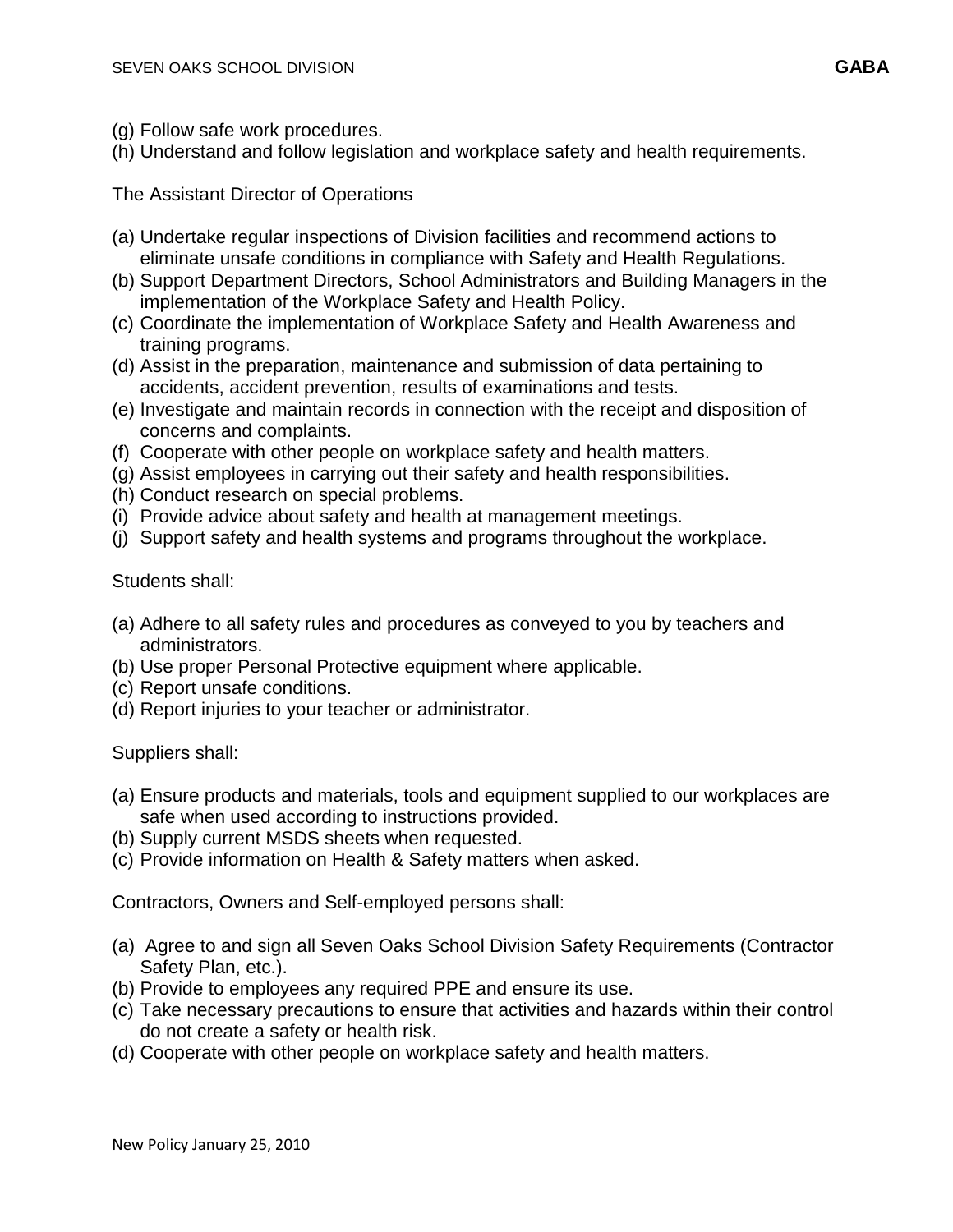(g) Follow safe work procedures.
(h) Understand and follow legislation and workplace safety and health requirements.

The Assistant Director of Operations

(a) Undertake regular inspections of Division facilities and recommend actions to eliminate unsafe conditions in compliance with Safety and Health Regulations.
(b) Support Department Directors, School Administrators and Building Managers in the implementation of the Workplace Safety and Health Policy.
(c) Coordinate the implementation of Workplace Safety and Health Awareness and training programs.
(d) Assist in the preparation, maintenance and submission of data pertaining to accidents, accident prevention, results of examinations and tests.
(e) Investigate and maintain records in connection with the receipt and disposition of concerns and complaints.
(f) Cooperate with other people on workplace safety and health matters.
(g) Assist employees in carrying out their safety and health responsibilities.
(h) Conduct research on special problems.
(i) Provide advice about safety and health at management meetings.
(j) Support safety and health systems and programs throughout the workplace.

Students shall:

(a) Adhere to all safety rules and procedures as conveyed to you by teachers and administrators.
(b) Use proper Personal Protective equipment where applicable.
(c) Report unsafe conditions.
(d) Report injuries to your teacher or administrator.

Suppliers shall:

(a) Ensure products and materials, tools and equipment supplied to our workplaces are safe when used according to instructions provided.
(b) Supply current MSDS sheets when requested.
(c) Provide information on Health & Safety matters when asked.

Contractors, Owners and Self-employed persons shall:

(a) Agree to and sign all Seven Oaks School Division Safety Requirements (Contractor Safety Plan, etc.).
(b) Provide to employees any required PPE and ensure its use.
(c) Take necessary precautions to ensure that activities and hazards within their control do not create a safety or health risk.
(d) Cooperate with other people on workplace safety and health matters.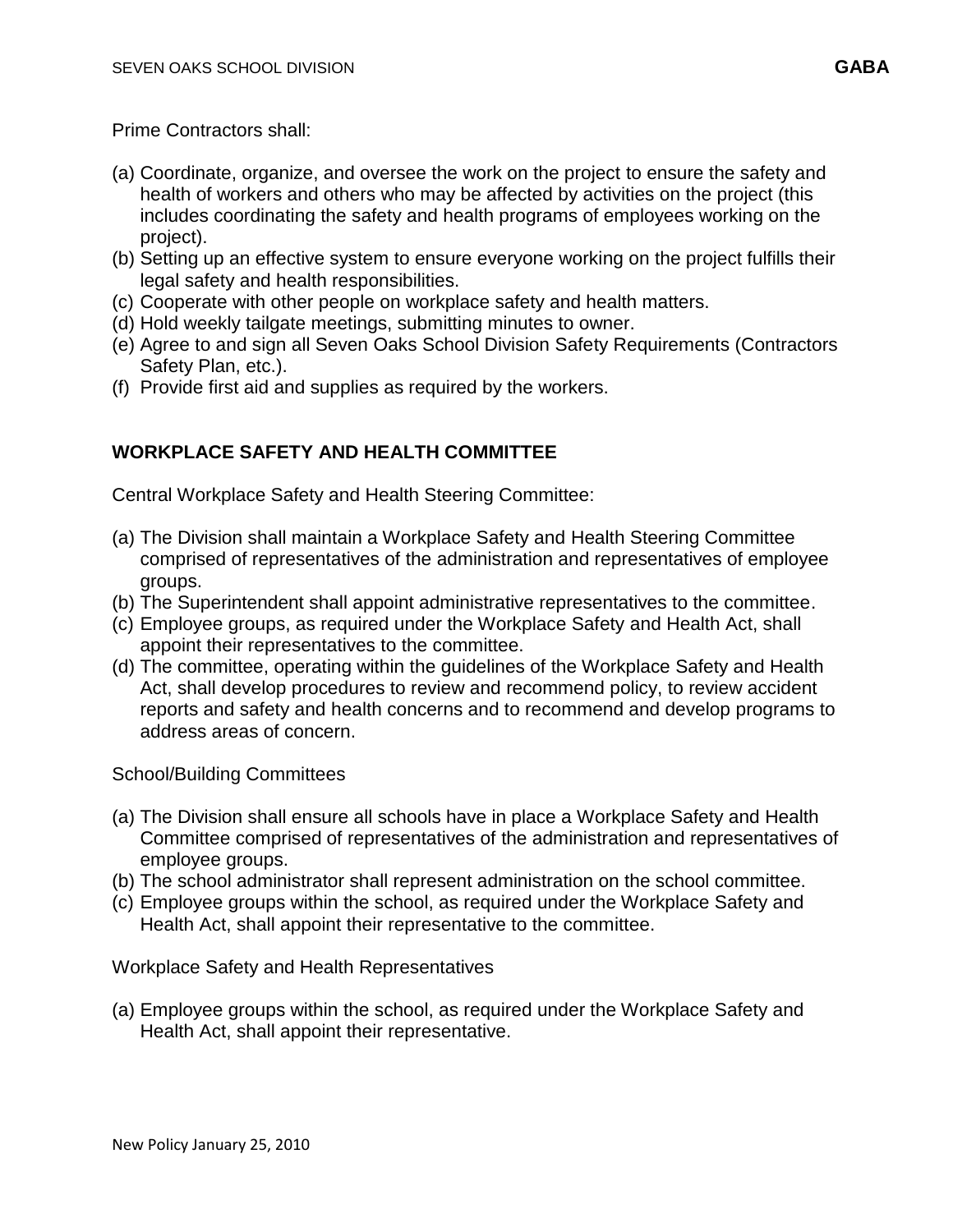Prime Contractors shall:

(a) Coordinate, organize, and oversee the work on the project to ensure the safety and health of workers and others who may be affected by activities on the project (this includes coordinating the safety and health programs of employees working on the project).
(b) Setting up an effective system to ensure everyone working on the project fulfills their legal safety and health responsibilities.
(c) Cooperate with other people on workplace safety and health matters.
(d) Hold weekly tailgate meetings, submitting minutes to owner.
(e) Agree to and sign all Seven Oaks School Division Safety Requirements (Contractors Safety Plan, etc.).
(f) Provide first aid and supplies as required by the workers.

## WORKPLACE SAFETY AND HEALTH COMMITTEE

Central Workplace Safety and Health Steering Committee:

(a) The Division shall maintain a Workplace Safety and Health Steering Committee comprised of representatives of the administration and representatives of employee groups.
(b) The Superintendent shall appoint administrative representatives to the committee.
(c) Employee groups, as required under the Workplace Safety and Health Act, shall appoint their representatives to the committee.
(d) The committee, operating within the guidelines of the Workplace Safety and Health Act, shall develop procedures to review and recommend policy, to review accident reports and safety and health concerns and to recommend and develop programs to address areas of concern.

School/Building Committees

(a) The Division shall ensure all schools have in place a Workplace Safety and Health Committee comprised of representatives of the administration and representatives of employee groups.
(b) The school administrator shall represent administration on the school committee.
(c) Employee groups within the school, as required under the Workplace Safety and Health Act, shall appoint their representative to the committee.

Workplace Safety and Health Representatives

(a) Employee groups within the school, as required under the Workplace Safety and Health Act, shall appoint their representative.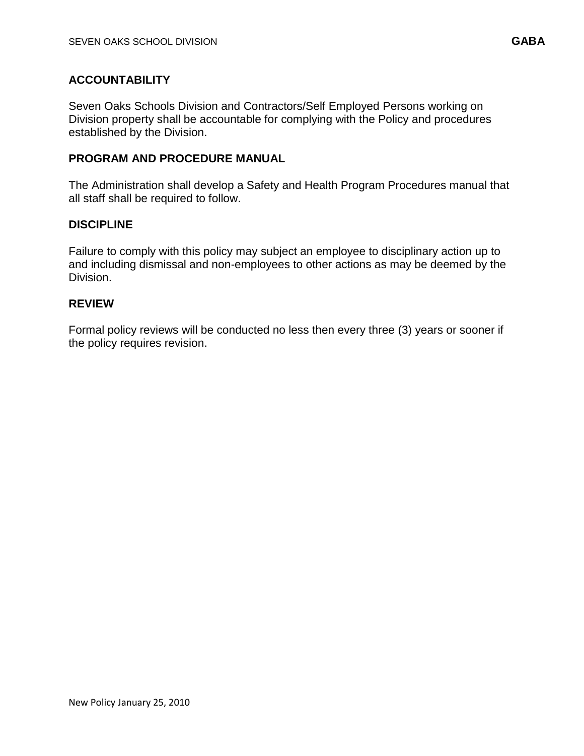## ACCOUNTABILITY

Seven Oaks Schools Division and Contractors/Self Employed Persons working on Division property shall be accountable for complying with the Policy and procedures established by the Division.

## PROGRAM AND PROCEDURE MANUAL

The Administration shall develop a Safety and Health Program Procedures manual that all staff shall be required to follow.

## DISCIPLINE

Failure to comply with this policy may subject an employee to disciplinary action up to and including dismissal and non-employees to other actions as may be deemed by the Division.

## REVIEW

Formal policy reviews will be conducted no less then every three (3) years or sooner if the policy requires revision.